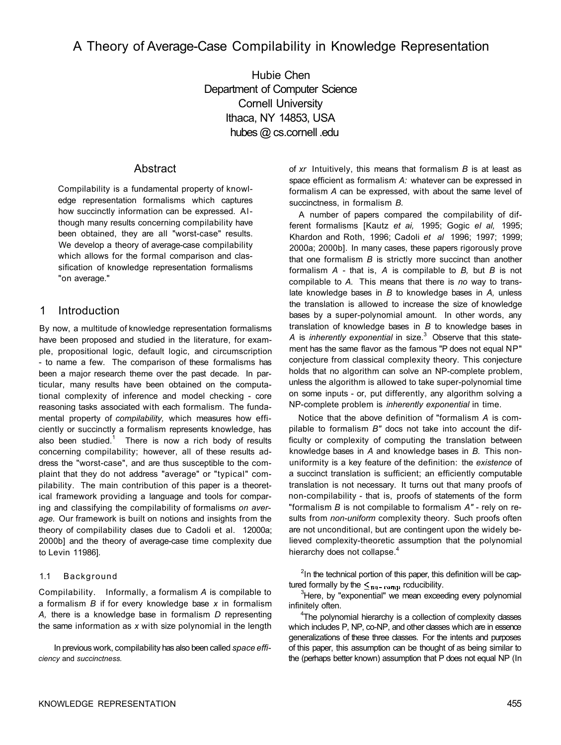# A Theory of Average-Case Compilability in Knowledge Representation

Hubie Chen
Department of Computer Science
Cornell University
Ithaca, NY 14853, USA
hubes @ cs.cornell .edu

## Abstract

Compilability is a fundamental property of knowledge representation formalisms which captures how succinctly information can be expressed. Although many results concerning compilability have been obtained, they are all "worst-case" results. We develop a theory of average-case compilability which allows for the formal comparison and classification of knowledge representation formalisms "on average."

## 1 Introduction

By now, a multitude of knowledge representation formalisms have been proposed and studied in the literature, for example, propositional logic, default logic, and circumscription - to name a few. The comparison of these formalisms has been a major research theme over the past decade. In particular, many results have been obtained on the computational complexity of inference and model checking - core reasoning tasks associated with each formalism. The fundamental property of *compilability,* which measures how efficiently or succinctly a formalism represents knowledge, has also been studied.[1] There is now a rich body of results concerning compilability; however, all of these results address the "worst-case", and are thus susceptible to the complaint that they do not address "average" or "typical" compilability. The main contribution of this paper is a theoretical framework providing a language and tools for comparing and classifying the compilability of formalisms *on average.* Our framework is built on notions and insights from the theory of compilability clases due to Cadoli et al. 12000a; 2000b] and the theory of average-case time complexity due to Levin 11986].

### 1.1 Background

Compilability. Informally, a formalism *A* is compilable to a formalism *B* if for every knowledge base *x* in formalism *A,* there is a knowledge base in formalism *D* representing the same information as *x* with size polynomial in the length of *xr* Intuitively, this means that formalism *B* is at least as space efficient as formalism *A:* whatever can be expressed in formalism *A* can be expressed, with about the same level of succinctness, in formalism *B*.

A number of papers compared the compilability of different formalisms [Kautz *et ai,* 1995; Gogic *el al,* 1995; Khardon and Roth, 1996; Cadoli *et al* 1996; 1997; 1999; 2000a; 2000b]. In many cases, these papers rigorously prove that one formalism *B* is strictly more succinct than another formalism *A* - that is, *A* is compilable to *B,* but *B* is not compilable to *A.* This means that there is *no* way to translate knowledge bases in *B* to knowledge bases in *A,* unless the translation is allowed to increase the size of knowledge bases by a super-polynomial amount. In other words, any translation of knowledge bases in *B* to knowledge bases in *A* is *inherently exponential* in size.[3] Observe that this statement has the same flavor as the famous "P does not equal NP" conjecture from classical complexity theory. This conjecture holds that no algorithm can solve an NP-complete problem, unless the algorithm is allowed to take super-polynomial time on some inputs - or, put differently, any algorithm solving a NP-complete problem is *inherently exponential* in time.

Notice that the above definition of "formalism *A* is compilable to formalism *B"* docs not take into account the difficulty or complexity of computing the translation between knowledge bases in *A* and knowledge bases in *B.* This nonuniformity is a key feature of the definition: the *existence* of a succinct translation is sufficient; an efficiently computable translation is not necessary. It turns out that many proofs of non-compilability - that is, proofs of statements of the form "formalism *B* is not compilable to formalism *A"* - rely on results from *non-uniform* complexity theory. Such proofs often are not unconditional, but are contingent upon the widely believed complexity-theoretic assumption that the polynomial hierarchy does not collapse.[4]

[1] In previous work, compilability has also been called *space efficiency* and *succinctness.*

[2] In the technical portion of this paper, this definition will be captured formally by the $\leq_{\text{nu-comp}}$ rcducibility.

[3] Here, by "exponential" we mean exceeding every polynomial infinitely often.

[4] The polynomial hierarchy is a collection of complexity classes which includes P, NP, co-NP, and other classes which are in essence generalizations of these three classes. For the intents and purposes of this paper, this assumption can be thought of as being similar to the (perhaps better known) assumption that P does not equal NP (In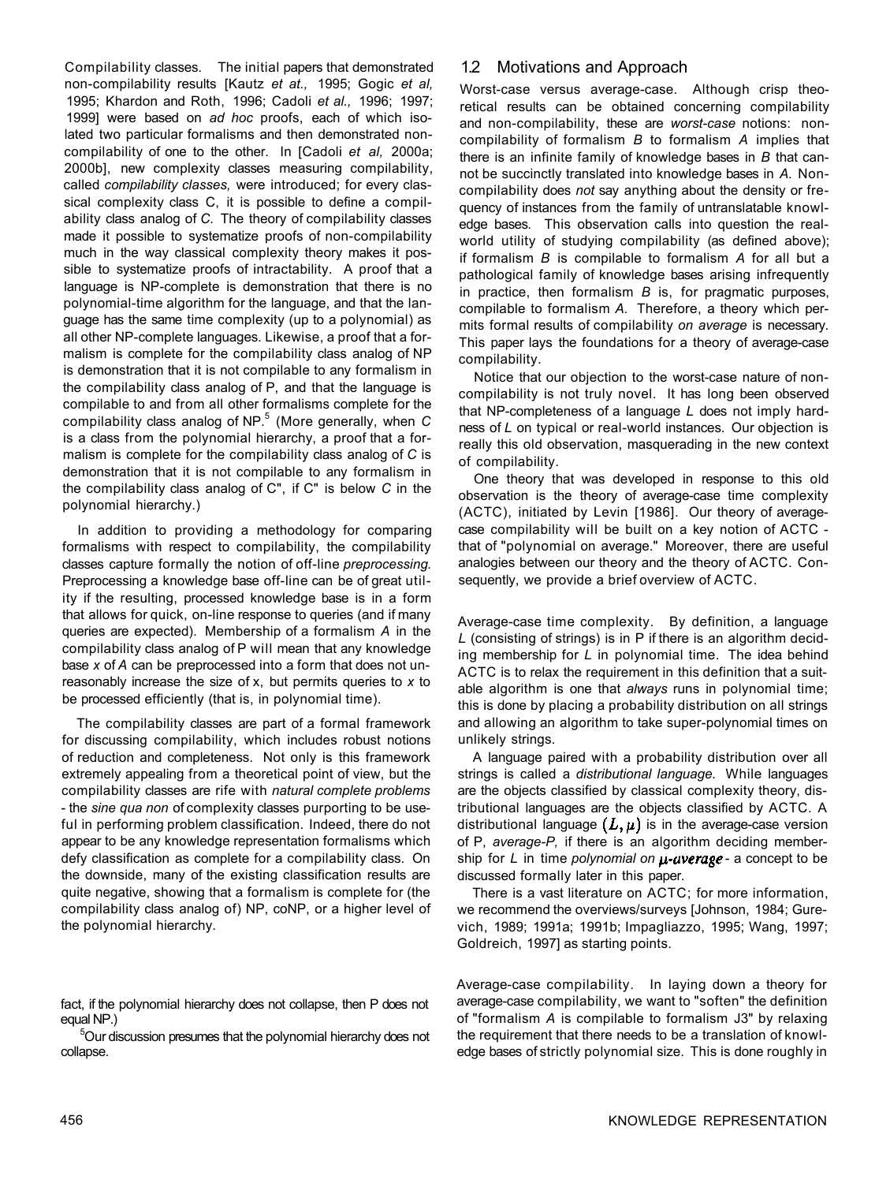Compilability classes. The initial papers that demonstrated non-compilability results [Kautz *et at.,* 1995; Gogic *et al,* 1995; Khardon and Roth, 1996; Cadoli *et al.,* 1996; 1997; 1999] were based on *ad hoc* proofs, each of which isolated two particular formalisms and then demonstrated non-compilability of one to the other. In [Cadoli *et al,* 2000a; 2000b], new complexity classes measuring compilability, called *compilability classes,* were introduced; for every classical complexity class C, it is possible to define a compilability class analog of *C.* The theory of compilability classes made it possible to systematize proofs of non-compilability much in the way classical complexity theory makes it possible to systematize proofs of intractability. A proof that a language is NP-complete is demonstration that there is no polynomial-time algorithm for the language, and that the language has the same time complexity (up to a polynomial) as all other NP-complete languages. Likewise, a proof that a formalism is complete for the compilability class analog of NP is demonstration that it is not compilable to any formalism in the compilability class analog of P, and that the language is compilable to and from all other formalisms complete for the compilability class analog of NP.[5] (More generally, when *C* is a class from the polynomial hierarchy, a proof that a formalism is complete for the compilability class analog of *C* is demonstration that it is not compilable to any formalism in the compilability class analog of C", if C" is below *C* in the polynomial hierarchy.)

In addition to providing a methodology for comparing formalisms with respect to compilability, the compilability classes capture formally the notion of off-line *preprocessing.* Preprocessing a knowledge base off-line can be of great utility if the resulting, processed knowledge base is in a form that allows for quick, on-line response to queries (and if many queries are expected). Membership of a formalism *A* in the compilability class analog of P will mean that any knowledge base *x* of *A* can be preprocessed into a form that does not unreasonably increase the size of x, but permits queries to *x* to be processed efficiently (that is, in polynomial time).

The compilability classes are part of a formal framework for discussing compilability, which includes robust notions of reduction and completeness. Not only is this framework extremely appealing from a theoretical point of view, but the compilability classes are rife with *natural complete problems* - the *sine qua non* of complexity classes purporting to be useful in performing problem classification. Indeed, there do not appear to be any knowledge representation formalisms which defy classification as complete for a compilability class. On the downside, many of the existing classification results are quite negative, showing that a formalism is complete for (the compilability class analog of) NP, coNP, or a higher level of the polynomial hierarchy.

fact, if the polynomial hierarchy does not collapse, then P does not equal NP.)

[5] Our discussion presumes that the polynomial hierarchy does not collapse.

## 1.2 Motivations and Approach

Worst-case versus average-case. Although crisp theoretical results can be obtained concerning compilability and non-compilability, these are *worst-case* notions: non-compilability of formalism *B* to formalism *A* implies that there is an infinite family of knowledge bases in *B* that cannot be succinctly translated into knowledge bases in *A.* Non-compilability does *not* say anything about the density or frequency of instances from the family of untranslatable knowledge bases. This observation calls into question the real-world utility of studying compilability (as defined above); if formalism *B* is compilable to formalism *A* for all but a pathological family of knowledge bases arising infrequently in practice, then formalism *B* is, for pragmatic purposes, compilable to formalism *A.* Therefore, a theory which permits formal results of compilability *on average* is necessary. This paper lays the foundations for a theory of average-case compilability.

Notice that our objection to the worst-case nature of non-compilability is not truly novel. It has long been observed that NP-completeness of a language *L* does not imply hardness of *L* on typical or real-world instances. Our objection is really this old observation, masquerading in the new context of compilability.

One theory that was developed in response to this old observation is the theory of average-case time complexity (ACTC), initiated by Levin [1986]. Our theory of average-case compilability will be built on a key notion of ACTC - that of "polynomial on average." Moreover, there are useful analogies between our theory and the theory of ACTC. Consequently, we provide a brief overview of ACTC.

Average-case time complexity. By definition, a language *L* (consisting of strings) is in P if there is an algorithm deciding membership for *L* in polynomial time. The idea behind ACTC is to relax the requirement in this definition that a suitable algorithm is one that *always* runs in polynomial time; this is done by placing a probability distribution on all strings and allowing an algorithm to take super-polynomial times on unlikely strings.

A language paired with a probability distribution over all strings is called a *distributional language.* While languages are the objects classified by classical complexity theory, distributional languages are the objects classified by ACTC. A distributional language $(L, \mu)$ is in the average-case version of P, *average-P,* if there is an algorithm deciding membership for *L* in time *polynomial on* $\mu$*-average* - a concept to be discussed formally later in this paper.

There is a vast literature on ACTC; for more information, we recommend the overviews/surveys [Johnson, 1984; Gurevich, 1989; 1991a; 1991b; Impagliazzo, 1995; Wang, 1997; Goldreich, 1997] as starting points.

Average-case compilability. In laying down a theory for average-case compilability, we want to "soften" the definition of "formalism *A* is compilable to formalism J3" by relaxing the requirement that there needs to be a translation of knowledge bases of strictly polynomial size. This is done roughly in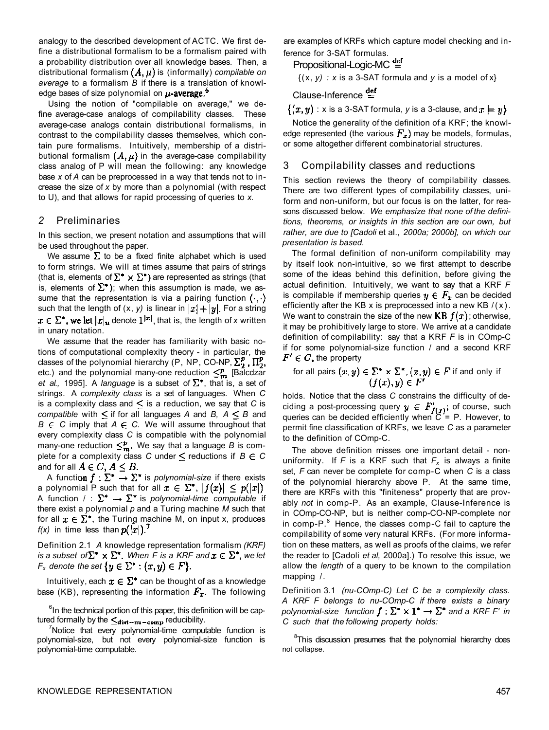analogy to the described development of ACTC. We first define a distributional formalism to be a formalism paired with a probability distribution over all knowledge bases. Then, a distributional formalism $(A, \mu)$ is (informally) *compilable on average* to a formalism *B* if there is a translation of knowledge bases of size polynomial on $\mu$-average.[6]

Using the notion of "compilable on average," we define average-case analogs of compilability classes. These average-case analogs contain distributional formalisms, in contrast to the compilability classes themselves, which contain pure formalisms. Intuitively, membership of a distributional formalism $(A, \mu)$ in the average-case compilability class analog of P will mean the following: any knowledge base *x* of *A* can be preprocessed in a way that tends not to increase the size of *x* by more than a polynomial (with respect to U), and that allows for rapid processing of queries to *x*.

## 2 Preliminaries

In this section, we present notation and assumptions that will be used throughout the paper.

We assume $\Sigma$ to be a fixed finite alphabet which is used to form strings. We will at times assume that pairs of strings (that is, elements of $\Sigma^* \times \Sigma^*$) are represented as strings (that is, elements of $\Sigma^*$); when this assumption is made, we assume that the representation is via a pairing function $\langle \cdot, \cdot \rangle$ such that the length of (x, *y)* is linear in $|x| + |y|$. For a string $x \in \Sigma^*$, we let $|x|_u$ denote $1^{|x|}$, that is, the length of *x* written in unary notation.

We assume that the reader has familiarity with basic notions of computational complexity theory - in particular, the classes of the polynomial hierarchy (P, NP, CO-NP, $\Sigma_2^p$, $\Pi_2^p$, etc.) and the polynomial many-one reduction $\leq_m^p$ [Balcdzar *et al.,* 1995]. A *language* is a subset of $\Sigma^*$, that is, a set of strings. A *complexity class* is a set of languages. When *C* is a complexity class and $\leq$ is a reduction, we say that *C* is *compatible* with $\leq$ if for all languages *A* and *B*, $A \leq B$ and $B \in C$ imply that $A \in C$. We will assume throughout that every complexity class *C* is compatible with the polynomial many-one reduction $\leq_m^p$. We say that a language *B* is complete for a complexity class *C* under $\leq$ reductions if $B \in C$ and for all $A \in C, A \leq B$.

A function $f : \Sigma^* \to \Sigma^*$ is *polynomial-size* if there exists a polynomial P such that for all $x \in \Sigma^*$, $|f(x)| \leq p(|x|)$. A function / : $\Sigma^* \to \Sigma^*$ is *polynomial-time computable* if there exist a polynomial *p* and a Turing machine *M* such that for all $x \in \Sigma^*$, the Turing machine M, on input x, produces *f(x)* in time less than $p(|x|)$.[7]

Definition 2.1 *A* knowledge representation formalism *(KRF) is a subset of* $\Sigma^* \times \Sigma^*$. *When F is a KRF and* $x \in \Sigma^*$, *we let* $F_x$ *denote the set* $\{y \in \Sigma^* : (x, y) \in F\}$.

Intuitively, each $x \in \Sigma^*$ can be thought of as a knowledge base (KB), representing the information $F_x$. The following are examples of KRFs which capture model checking and inference for 3-SAT formulas.

Propositional-Logic-MC $\stackrel{\text{def}}{=}$

{(x, *y) : x* is a 3-SAT formula and *y* is a model of x}

Clause-Inference $\stackrel{\text{def}}{=}$

$\{(x, y)$ : x is a 3-SAT formula, *y* is a 3-clause, and $x \models y\}$

Notice the generality of the definition of a KRF; the knowledge represented (the various $F_x$) may be models, formulas, or some altogether different combinatorial structures.

## 3 Compilability classes and reductions

This section reviews the theory of compilability classes. There are two different types of compilability classes, uniform and non-uniform, but our focus is on the latter, for reasons discussed below. *We emphasize that none of the definitions, theorems, or insights in this section are our own, but rather, are due to [Cadoli* et al., *2000a; 2000b], on which our presentation is based.*

The formal definition of non-uniform compilability may by itself look non-intuitive, so we first attempt to describe some of the ideas behind this definition, before giving the actual definition. Intuitively, we want to say that a KRF *F* is compilable if membership queries $y \in F_x$ can be decided efficiently after the KB x is preprocessed into a new KB /(x). We want to constrain the size of the new KB $f(x)$; otherwise, it may be prohibitively large to store. We arrive at a candidate definition of compilability: say that a KRF *F* is in COmp-C if for some polynomial-size function / and a second KRF $F' \in C$, the property

for all pairs $(x, y) \in \Sigma^* \times \Sigma^*, (x, y) \in F$ if and only if $(f(x), y) \in F'$

holds. Notice that the class *C* constrains the difficulty of deciding a post-processing query $y \in F'_{f(x)}$; of course, such queries can be decided efficiently when *C* = P. However, to permit fine classification of KRFs, we leave *C* as a parameter to the definition of COmp-C.

The above definition misses one important detail - non-uniformity. If *F* is a KRF such that $F_x$ is always a finite set, *F* can never be complete for comp-C when *C* is a class of the polynomial hierarchy above P. At the same time, there are KRFs with this "finiteness" property that are provably *not* in comp-P. As an example, Clause-Inference is in COmp-CO-NP, but is neither comp-CO-NP-complete nor in comp-P.[8] Hence, the classes comp-C fail to capture the compilability of some very natural KRFs. (For more information on these matters, as well as proofs of the claims, we refer the reader to [Cadoli *et al,* 2000a].) To resolve this issue, we allow the *length* of a query to be known to the compilation mapping /.

Definition 3.1 *(nu-COmp-C) Let C be a complexity class. A KRF F belongs to nu-COmp-C if there exists a binary polynomial-size function* $f : \Sigma^* \times 1^* \to \Sigma^*$ *and a KRF F' in C such that the following property holds:*

[6]In the technical portion of this paper, this definition will be captured formally by the $\leq_{\text{dist-nu-comp}}$ reducibility.

[7]Notice that every polynomial-time computable function is polynomial-size, but not every polynomial-size function is polynomial-time computable.

[8]This discussion presumes that the polynomial hierarchy does not collapse.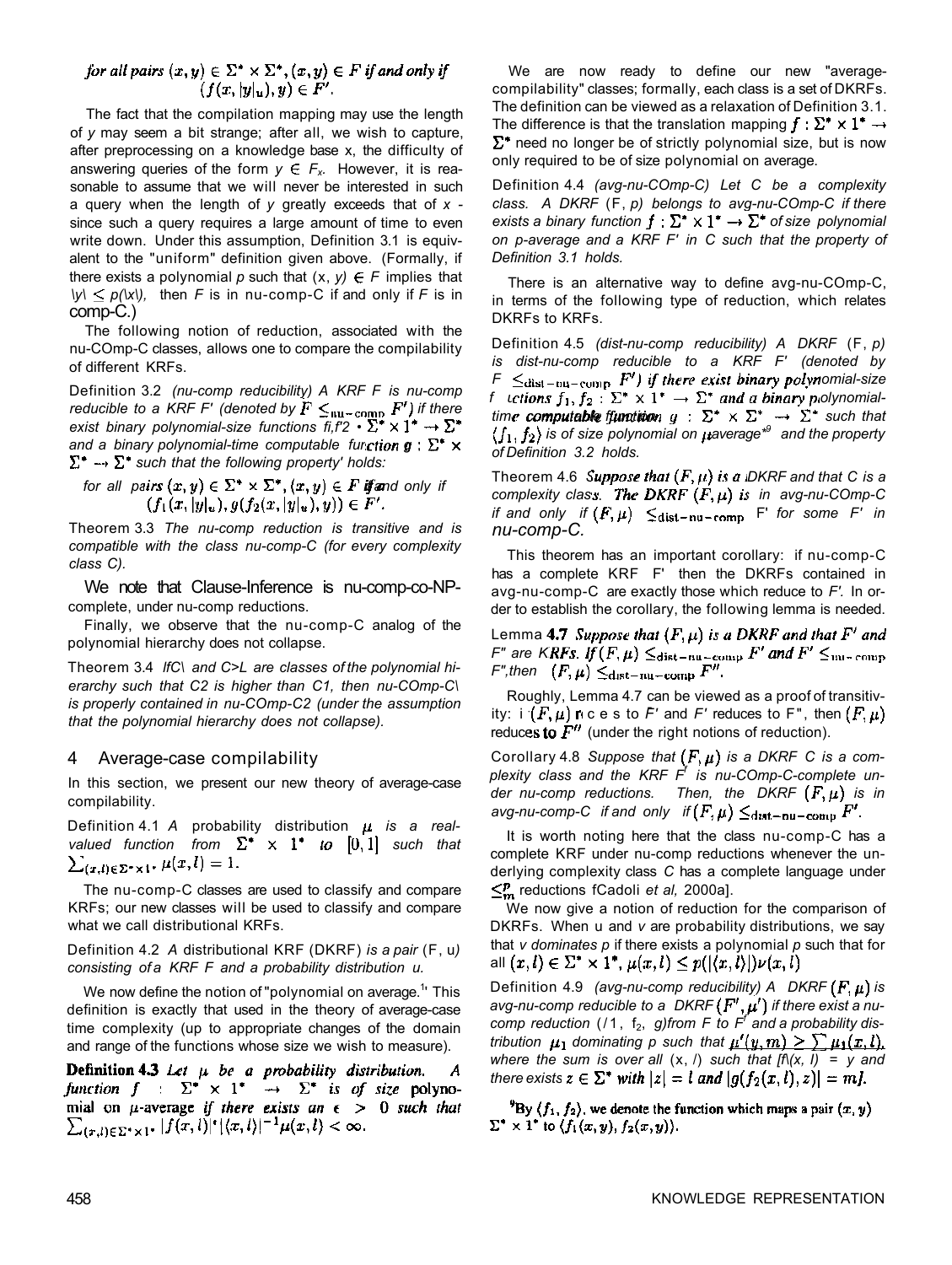*for all pairs* $(x, y) \in \Sigma^* \times \Sigma^*$, $(x, y) \in F$ *if and only if* $(f(x, |y|_u), y) \in F'$.

The fact that the compilation mapping may use the length of *y* may seem a bit strange; after all, we wish to capture, after preprocessing on a knowledge base x, the difficulty of answering queries of the form $y \in F_x$. However, it is reasonable to assume that we will never be interested in such a query when the length of *y* greatly exceeds that of *x* - since such a query requires a large amount of time to even write down. Under this assumption, Definition 3.1 is equivalent to the "uniform" definition given above. (Formally, if there exists a polynomial *p* such that $(x, y) \in F$ implies that $|y| \leq p(|x|)$, then *F* is in nu-comp-C if and only if *F* is in comp-C.)

The following notion of reduction, associated with the nu-COmp-C classes, allows one to compare the compilability of different KRFs.

Definition 3.2 *(nu-comp reducibility) A KRF F is nu-comp reducible to a KRF F' (denoted by* $F \leq_{\text{nu-comp}} F'$*) if there exist binary polynomial-size functions* $f_1, f_2 : \Sigma^* \times 1^* \rightarrow \Sigma^*$ *and a binary polynomial-time computable function* $g : \Sigma^* \times \Sigma^* \rightarrow \Sigma^*$ *such that the following property' holds:*

*for all pairs* $(x, y) \in \Sigma^* \times \Sigma^*$, $(x, y) \in F$ *if and only if* $(f_1(x, |y|_u), g(f_2(x, |y|_u), y)) \in F'$.

Theorem 3.3 *The nu-comp reduction is transitive and is compatible with the class nu-comp-C (for every complexity class C).*

We note that Clause-Inference is nu-comp-co-NP-complete, under nu-comp reductions.

Finally, we observe that the nu-comp-C analog of the polynomial hierarchy does not collapse.

Theorem 3.4 *IfC\ and C>L are classes of the polynomial hierarchy such that C2 is higher than C1, then nu-COmp-C\ is properly contained in nu-COmp-C2 (under the assumption that the polynomial hierarchy does not collapse).*

## 4 Average-case compilability

In this section, we present our new theory of average-case compilability.

Definition 4.1 *A probability distribution* $\mu$ *is a real-valued function from* $\Sigma^* \times 1^*$ *to* $[0,1]$ *such that* $\sum_{(x,l) \in \Sigma^* \times 1^*} \mu(x, l) = 1$.

The nu-comp-C classes are used to classify and compare KRFs; our new classes will be used to classify and compare what we call distributional KRFs.

Definition 4.2 *A distributional KRF (DKRF) is a pair* (F, u) *consisting of a KRF F and a probability distribution u.*

We now define the notion of "polynomial on average.[1] This definition is exactly that used in the theory of average-case time complexity (up to appropriate changes of the domain and range of the functions whose size we wish to measure).

**Definition 4.3** *Let* $\mu$ *be a probability distribution. A function* $f : \Sigma^* \times 1^* \rightarrow \Sigma^*$ *is of size polynomial on* $\mu$*-average if there exists an* $\epsilon > 0$ *such that* $\sum_{(x,l) \in \Sigma^* \times 1^*} |f(x, l)|^\epsilon |\langle x, l \rangle|^{-1} \mu(x, l) < \infty$.

We are now ready to define our new "average-compilability" classes; formally, each class is a set of DKRFs. The definition can be viewed as a relaxation of Definition 3.1. The difference is that the translation mapping $f : \Sigma^* \times 1^* \rightarrow \Sigma^*$ need no longer be of strictly polynomial size, but is now only required to be of size polynomial on average.

Definition 4.4 *(avg-nu-COmp-C) Let C be a complexity class. A DKRF* (F, *p) belongs to avg-nu-COmp-C if there exists a binary function* $f : \Sigma^* \times 1^* \rightarrow \Sigma^*$ *of size polynomial on p-average and a KRF F' in C such that the property of Definition 3.1 holds.*

There is an alternative way to define avg-nu-COmp-C, in terms of the following type of reduction, which relates DKRFs to KRFs.

Definition 4.5 *(dist-nu-comp reducibility) A DKRF* (F, *p) is dist-nu-comp reducible to a KRF F' (denoted by* $F \leq_{\text{dist-nu-comp}} F'$*) if there exist binary polynomial-size functions* $f_1, f_2 : \Sigma^* \times 1^* \rightarrow \Sigma^*$ *and a binary polynomial-time computable function* $g : \Sigma^* \times \Sigma^* \rightarrow \Sigma^*$ *such that* $\langle f_1, f_2 \rangle$ *is of size polynomial on* $\mu$*-average*[9] *and the property of Definition 3.2 holds.*

Theorem 4.6 *Suppose that* $(F, \mu)$ *is a DKRF and that C is a complexity class. The DKRF* $(F, \mu)$ *is in avg-nu-COmp-C if and only if* $(F, \mu) \leq_{\text{dist-nu-comp}}$ F' *for some F' in nu-comp-C.*

This theorem has an important corollary: if nu-comp-C has a complete KRF F' then the DKRFs contained in avg-nu-comp-C are exactly those which reduce to *F'.* In order to establish the corollary, the following lemma is needed.

Lemma **4.7** *Suppose that* $(F, \mu)$ *is a DKRF and that F' and F" are KRFs. If* $(F, \mu) \leq_{\text{dist-nu-comp}} F'$ *and* $F' \leq_{\text{nu-comp}}$ *F",then* $(F, \mu) \leq_{\text{dist-nu-comp}} F''$.

Roughly, Lemma 4.7 can be viewed as a proof of transitivity: i $(F, \mu)$ r c e s to *F'* and *F'* reduces to F", then $(F, \mu)$ reduces to $F''$ (under the right notions of reduction).

Corollary 4.8 *Suppose that* $(F, \mu)$ *is a DKRF C is a complexity class and the KRF F' is nu-COmp-C-complete under nu-comp reductions. Then, the DKRF* $(F, \mu)$ *is in avg-nu-comp-C if and only if* $(F, \mu) \leq_{\text{dist-nu-comp}} F'$.

It is worth noting here that the class nu-comp-C has a complete KRF under nu-comp reductions whenever the underlying complexity class *C* has a complete language under $\leq_m^p$ reductions [Cadoli *et al,* 2000a].

We now give a notion of reduction for the comparison of DKRFs. When u and *v* are probability distributions, we say that *v dominates p* if there exists a polynomial *p* such that for all $(x, l) \in \Sigma^* \times 1^*$, $\mu(x, l) \leq p(|\langle x, l \rangle|)\nu(x, l)$

Definition 4.9 *(avg-nu-comp reducibility) A DKRF* $(F, \mu)$ *is avg-nu-comp reducible to a DKRF* $(F', \mu')$ *if there exist a nu-comp reduction* ($f_1$, $f_2$, *g) from F to F' and a probability distribution* $\mu_1$ *dominating p such that* $\mu'(y, m) \geq \sum \mu_1(x, l)$, *where the sum is over all* (x, *l) such that* $f_1(x, l) = y$ *and there exists* $z \in \Sigma^*$ *with* $|z| = l$ *and* $|g(f_2(x, l), z)| = m$.

[9] By $\langle f_1, f_2 \rangle$, we denote the function which maps a pair $(x, y) \in \Sigma^* \times 1^*$ to $\langle f_1(x, y), f_2(x, y) \rangle$.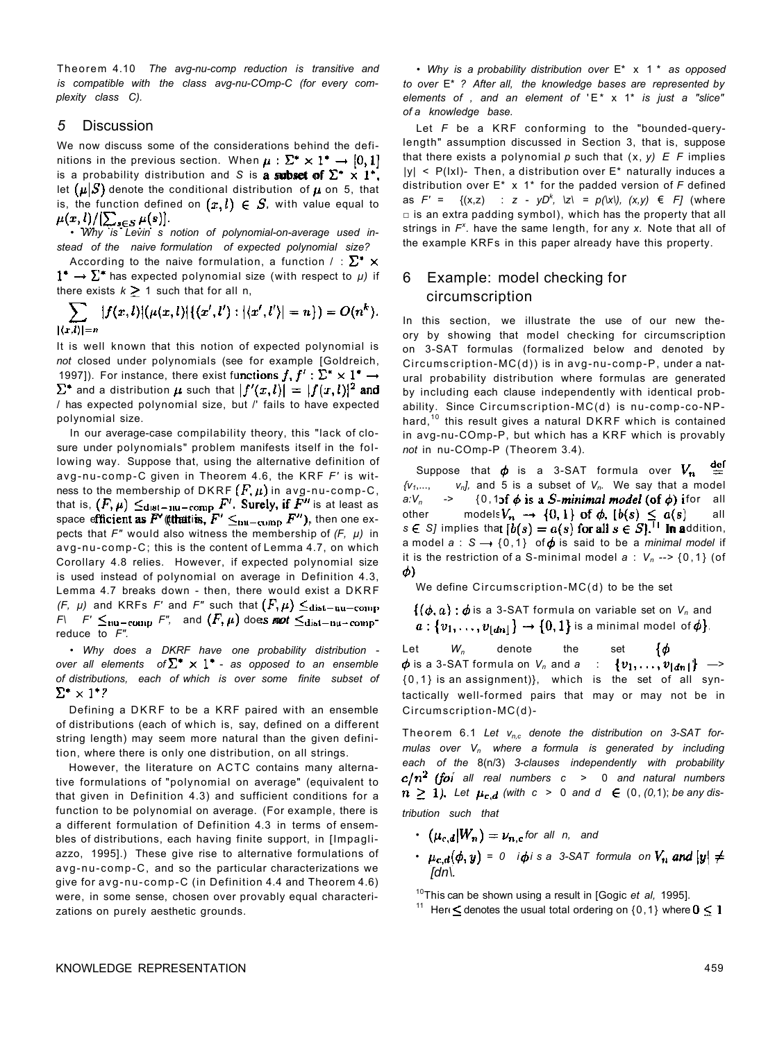**Theorem 4.10** *The avg-nu-comp reduction is transitive and is compatible with the class avg-nu-COmp-C (for every complexity class C).*

## 5 Discussion

We now discuss some of the considerations behind the definitions in the previous section. When $\mu : \Sigma^* \times 1^* \rightarrow [0,1]$ is a probability distribution and $S$ is a subset of $\Sigma^* \times 1^*$, let $(\mu|S)$ denote the conditional distribution of $\mu$ on $S$, that is, the function defined on $(x,l) \in S$, with value equal to $\mu(x,l)/[\sum_{s \in S} \mu(s)]$.

• *Why is Levin's notion of polynomial-on-average used instead of the naive formulation of expected polynomial size?*

According to the naive formulation, a function $f : \Sigma^* \times 1^* \rightarrow \Sigma^*$ has expected polynomial size (with respect to $\mu$) if there exists $k \geq 1$ such that for all n,

$$\sum_{|\langle x,l \rangle|=n} |f(x,l)| (\mu(x,l)|\{(x',l') : |\langle x',l' \rangle| = n\}) = O(n^k).$$

It is well known that this notion of expected polynomial is *not* closed under polynomials (see for example [Goldreich, 1997]). For instance, there exist functions $f, f' : \Sigma^* \times 1^* \rightarrow \Sigma^*$ and a distribution $\mu$ such that $|f'(x,l)| = |f(x,l)|^2$ and $f$ has expected polynomial size, but $f'$ fails to have expected polynomial size.

In our average-case compilability theory, this "lack of closure under polynomials" problem manifests itself in the following way. Suppose that, using the alternative definition of avg-nu-comp-C given in Theorem 4.6, the KRF $F'$ is witness to the membership of DKRF $(F,\mu)$ in avg-nu-comp-C, that is, $(F,\mu) \leq_{\text{dist-nu-comp}} F'$. Surely, if $F''$ is at least as space efficient as $F'$ (that is, $F' \leq_{\text{nu-comp}} F''$), then one expects that $F''$ would also witness the membership of $(F, \mu)$ in avg-nu-comp-C; this is the content of Lemma 4.7, on which Corollary 4.8 relies. However, if expected polynomial size is used instead of polynomial on average in Definition 4.3, Lemma 4.7 breaks down - then, there would exist a DKRF $(F, \mu)$ and KRFs $F'$ and $F''$ such that $(F,\mu) \leq_{\text{dist-nu-comp}} F'$, $F' \leq_{\text{nu-comp}} F''$, and $(F,\mu)$ does *not* $\leq_{\text{dist-nu-comp}}$-reduce to $F''$.

• *Why does a DKRF have one probability distribution - over all elements of $\Sigma^* \times 1^*$ - as opposed to an ensemble of distributions, each of which is over some finite subset of $\Sigma^* \times 1^*$?*

Defining a DKRF to be a KRF paired with an ensemble of distributions (each of which is, say, defined on a different string length) may seem more natural than the given definition, where there is only one distribution, on all strings.

However, the literature on ACTC contains many alternative formulations of "polynomial on average" (equivalent to that given in Definition 4.3) and sufficient conditions for a function to be polynomial on average. (For example, there is a different formulation of Definition 4.3 in terms of ensembles of distributions, each having finite support, in [Impagliazzo, 1995].) These give rise to alternative formulations of avg-nu-comp-C, and so the particular characterizations we give for avg-nu-comp-C (in Definition 4.4 and Theorem 4.6) were, in some sense, chosen over provably equal characterizations on purely aesthetic grounds.

• *Why is a probability distribution over $\Sigma^* \times 1^*$ as opposed to over $\Sigma^*$? After all, the knowledge bases are represented by elements of , and an element of $\Sigma^* \times 1^*$ is just a "slice" of a knowledge base.*

Let $F$ be a KRF conforming to the "bounded-query-length" assumption discussed in Section 3, that is, suppose that there exists a polynomial $p$ such that $(x, y) \in F$ implies $|y| < p(|x|)$. Then, a distribution over $\Sigma^*$ naturally induces a distribution over $\Sigma^* \times 1^*$ for the padded version of $F$ defined as $F' = \{(x,z) : z = y\Box^k, |z| = p(|x|), (x,y) \in F\}$ (where $\Box$ is an extra padding symbol), which has the property that all strings in $F^x$ have the same length, for any $x$. Note that all of the example KRFs in this paper already have this property.

## 6 Example: model checking for circumscription

In this section, we illustrate the use of our new theory by showing that model checking for circumscription on 3-SAT formulas (formalized below and denoted by Circumscription-MC(d)) is in avg-nu-comp-P, under a natural probability distribution where formulas are generated by including each clause independently with identical probability. Since Circumscription-MC(d) is nu-comp-co-NP-hard,[10] this result gives a natural DKRF which is contained in avg-nu-COmp-P, but which has a KRF which is provably *not* in nu-COmp-P (Theorem 3.4).

Suppose that $\phi$ is a 3-SAT formula over $V_n \stackrel{\text{def}}{=} \{v_1, \ldots, v_n\}$, and $S$ is a subset of $V_n$. We say that a model $a : V_n \rightarrow \{0,1\}$ of $\phi$ is a *S-minimal model* (of $\phi$) if for all other models $b : V_n \rightarrow \{0,1\}$ of $\phi$, $[b(s) \leq a(s)$ for all $s \in S]$ implies that $[b(s) = a(s)$ for all $s \in S]$.[11] In addition, a model $a : S \rightarrow \{0,1\}$ of $\phi$ is said to be a *minimal model* if it is the restriction of a S-minimal model $a : V_n \rightarrow \{0,1\}$ (of $\phi$)

We define Circumscription-MC(d) to be the set

$\{(\phi, a) : \phi$ is a 3-SAT formula on variable set on $V_n$ and $a : \{v_1, \ldots, v_{\lfloor dn \rfloor}\} \rightarrow \{0,1\}$ is a minimal model of $\phi\}$.

Let $W_n$ denote the set $\{\phi$ | $\phi$ is a 3-SAT formula on $V_n$ and $a : \{v_1, \ldots, v_{\lfloor dn \rfloor}\} \rightarrow \{0,1\}$ is an assignment$\}$, which is the set of all syntactically well-formed pairs that may or may not be in Circumscription-MC(d).

**Theorem 6.1** *Let $\nu_{n,c}$ denote the distribution on 3-SAT formulas over $V_n$ where a formula is generated by including each of the $8\binom{n}{3}$ 3-clauses independently with probability $c/n^2$ (for all real numbers $c > 0$ and natural numbers $n \geq 1$). Let $\mu_{c,d}$ (with $c > 0$ and $d \in (0,1)$) be any distribution such that*

- $(\mu_{c,d}|W_n) = \nu_{n,c}$ *for all n, and*
- $\mu_{c,d}(\phi, y) = 0$ *if $\phi$ is a 3-SAT formula on $V_n$ and $|y| \neq \lfloor dn \rfloor$.*

[10] This can be shown using a result in [Gogic *et al,* 1995].

[11] Here $\leq$ denotes the usual total ordering on $\{0,1\}$ where $0 \leq 1$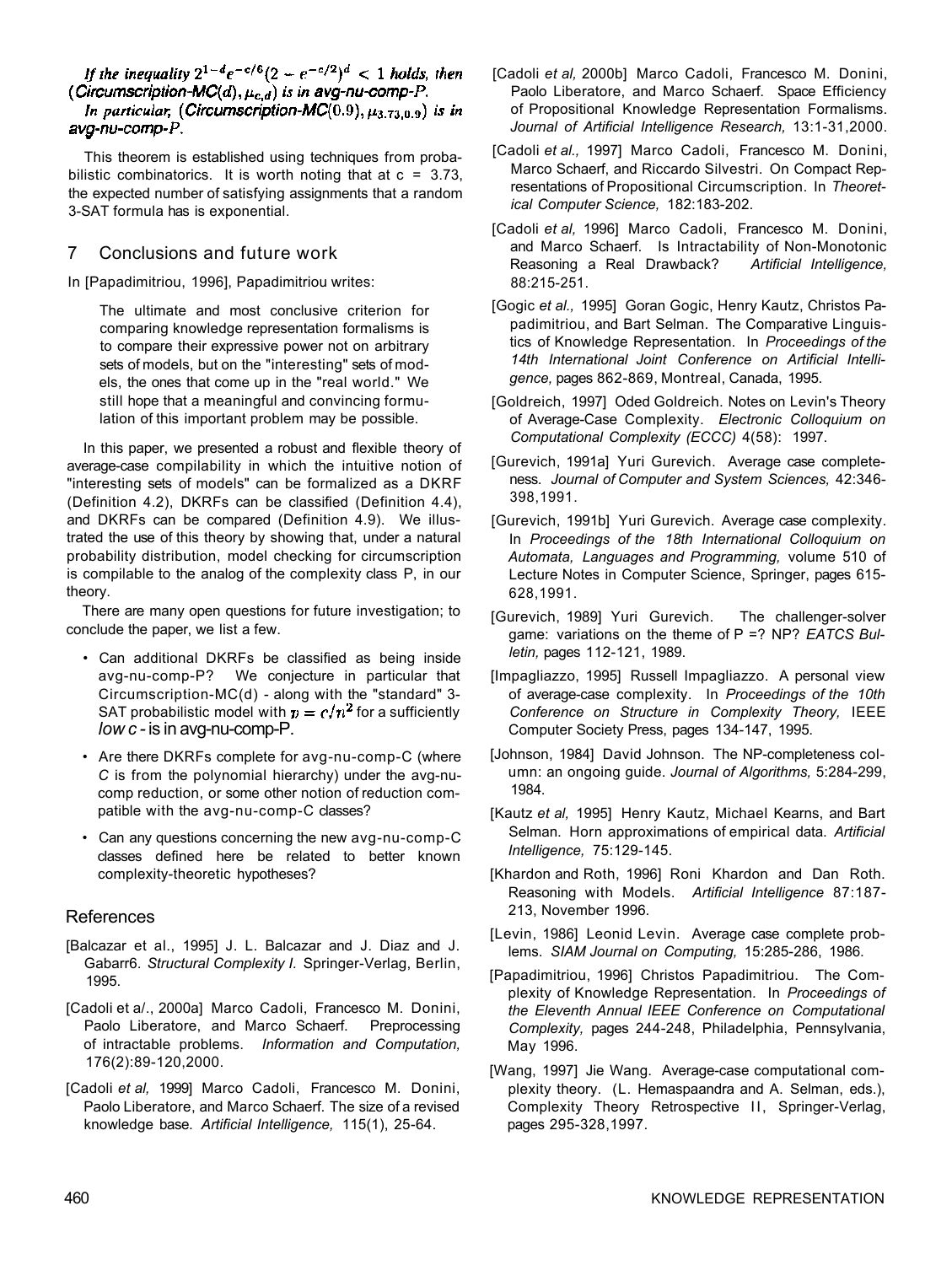*If the inequality $2^{1-d}e^{-c/6}(2-e^{-c/2})^d < 1$ holds, then (Circumscription-MC(d), $\mu_{c,d}$) is in avg-nu-comp-P.*

*In particular, (Circumscription-MC(0.9), $\mu_{3.73,0.9}$) is in avg-nu-comp-P.*

This theorem is established using techniques from probabilistic combinatorics. It is worth noting that at c = 3.73, the expected number of satisfying assignments that a random 3-SAT formula has is exponential.

## 7 Conclusions and future work

In [Papadimitriou, 1996], Papadimitriou writes:

> The ultimate and most conclusive criterion for comparing knowledge representation formalisms is to compare their expressive power not on arbitrary sets of models, but on the "interesting" sets of models, the ones that come up in the "real world." We still hope that a meaningful and convincing formulation of this important problem may be possible.

In this paper, we presented a robust and flexible theory of average-case compilability in which the intuitive notion of "interesting sets of models" can be formalized as a DKRF (Definition 4.2), DKRFs can be classified (Definition 4.4), and DKRFs can be compared (Definition 4.9). We illustrated the use of this theory by showing that, under a natural probability distribution, model checking for circumscription is compilable to the analog of the complexity class P, in our theory.

There are many open questions for future investigation; to conclude the paper, we list a few.

- Can additional DKRFs be classified as being inside avg-nu-comp-P? We conjecture in particular that Circumscription-MC(d) - along with the "standard" 3-SAT probabilistic model with $p = c/n^2$ for a sufficiently *low c* - is in avg-nu-comp-P.
- Are there DKRFs complete for avg-nu-comp-C (where *C* is from the polynomial hierarchy) under the avg-nu-comp reduction, or some other notion of reduction compatible with the avg-nu-comp-C classes?
- Can any questions concerning the new avg-nu-comp-C classes defined here be related to better known complexity-theoretic hypotheses?

## References

[Balcazar et al., 1995] J. L. Balcazar and J. Diaz and J. Gabarr6. *Structural Complexity I.* Springer-Verlag, Berlin, 1995.

[Cadoli et a/., 2000a] Marco Cadoli, Francesco M. Donini, Paolo Liberatore, and Marco Schaerf. Preprocessing of intractable problems. *Information and Computation,* 176(2):89-120,2000.

[Cadoli *et al,* 1999] Marco Cadoli, Francesco M. Donini, Paolo Liberatore, and Marco Schaerf. The size of a revised knowledge base. *Artificial Intelligence,* 115(1), 25-64.

[Cadoli *et al,* 2000b] Marco Cadoli, Francesco M. Donini, Paolo Liberatore, and Marco Schaerf. Space Efficiency of Propositional Knowledge Representation Formalisms. *Journal of Artificial Intelligence Research,* 13:1-31,2000.

[Cadoli *et al.,* 1997] Marco Cadoli, Francesco M. Donini, Marco Schaerf, and Riccardo Silvestri. On Compact Representations of Propositional Circumscription. In *Theoretical Computer Science,* 182:183-202.

[Cadoli *et al,* 1996] Marco Cadoli, Francesco M. Donini, and Marco Schaerf. Is Intractability of Non-Monotonic Reasoning a Real Drawback? *Artificial Intelligence,* 88:215-251.

[Gogic *et al.,* 1995] Goran Gogic, Henry Kautz, Christos Papadimitriou, and Bart Selman. The Comparative Linguistics of Knowledge Representation. In *Proceedings of the 14th International Joint Conference on Artificial Intelligence,* pages 862-869, Montreal, Canada, 1995.

[Goldreich, 1997] Oded Goldreich. Notes on Levin's Theory of Average-Case Complexity. *Electronic Colloquium on Computational Complexity (ECCC)* 4(58): 1997.

[Gurevich, 1991a] Yuri Gurevich. Average case completeness. *Journal of Computer and System Sciences,* 42:346-398,1991.

[Gurevich, 1991b] Yuri Gurevich. Average case complexity. In *Proceedings of the 18th International Colloquium on Automata, Languages and Programming,* volume 510 of Lecture Notes in Computer Science, Springer, pages 615-628,1991.

[Gurevich, 1989] Yuri Gurevich. The challenger-solver game: variations on the theme of P =? NP? *EATCS Bulletin,* pages 112-121, 1989.

[Impagliazzo, 1995] Russell Impagliazzo. A personal view of average-case complexity. In *Proceedings of the 10th Conference on Structure in Complexity Theory,* IEEE Computer Society Press, pages 134-147, 1995.

[Johnson, 1984] David Johnson. The NP-completeness column: an ongoing guide. *Journal of Algorithms,* 5:284-299, 1984.

[Kautz *et al,* 1995] Henry Kautz, Michael Kearns, and Bart Selman. Horn approximations of empirical data. *Artificial Intelligence,* 75:129-145.

[Khardon and Roth, 1996] Roni Khardon and Dan Roth. Reasoning with Models. *Artificial Intelligence* 87:187-213, November 1996.

[Levin, 1986] Leonid Levin. Average case complete problems. *SIAM Journal on Computing,* 15:285-286, 1986.

[Papadimitriou, 1996] Christos Papadimitriou. The Complexity of Knowledge Representation. In *Proceedings of the Eleventh Annual IEEE Conference on Computational Complexity,* pages 244-248, Philadelphia, Pennsylvania, May 1996.

[Wang, 1997] Jie Wang. Average-case computational complexity theory. (L. Hemaspaandra and A. Selman, eds.), Complexity Theory Retrospective II, Springer-Verlag, pages 295-328,1997.